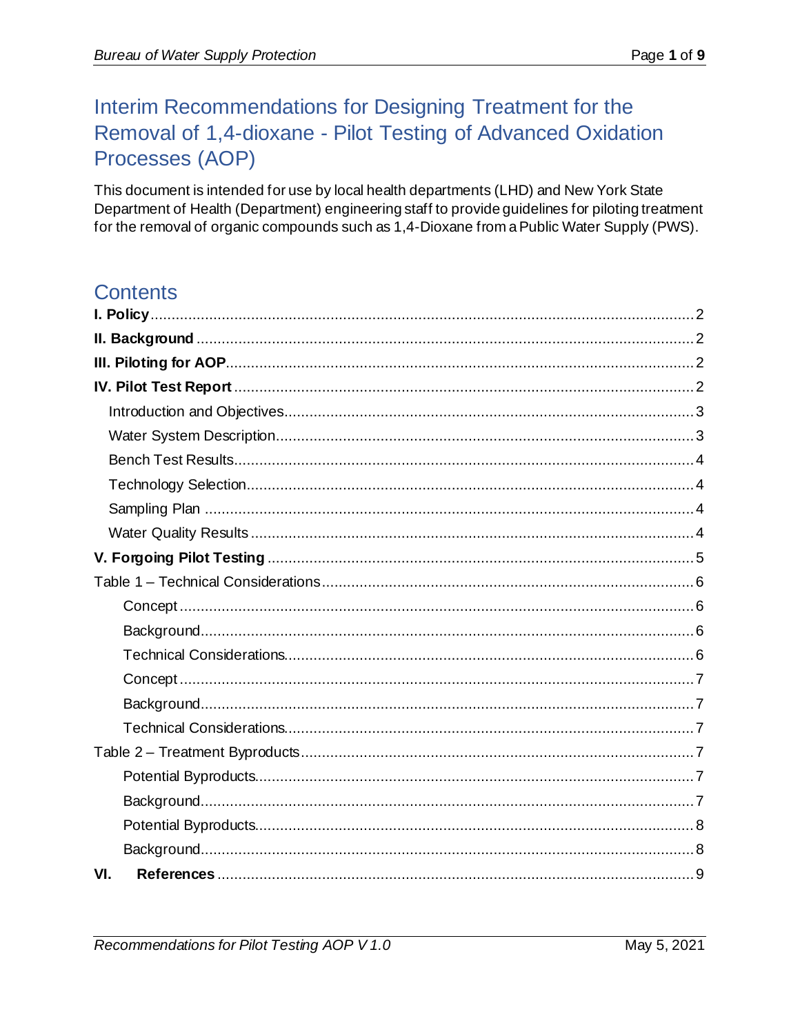# Interim Recommendations for Designing Treatment for the Removal of 1,4-dioxane - Pilot Testing of Advanced Oxidation Processes (AOP)

This document is intended for use by local health departments (LHD) and New York State Department of Health (Department) engineering staff to provide guidelines for piloting treatment for the removal of organic compounds such as 1,4-Dioxane from a Public Water Supply (PWS).

## Contents

**I. Policy** .................... 2
**II. Background** .................... 2
**III. Piloting for AOP** .................... 2
**IV. Pilot Test Report** .................... 2
- Introduction and Objectives .................... 3
- Water System Description .................... 3
- Bench Test Results .................... 4
- Technology Selection .................... 4
- Sampling Plan .................... 4
- Water Quality Results .................... 4

**V. Forgoing Pilot Testing** .................... 5

Table 1 – Technical Considerations .................... 6
- Concept .................... 6
- Background .................... 6
- Technical Considerations .................... 6
- Concept .................... 7
- Background .................... 7
- Technical Considerations .................... 7

Table 2 – Treatment Byproducts .................... 7
- Potential Byproducts .................... 7
- Background .................... 7
- Potential Byproducts .................... 8
- Background .................... 8

**VI. References** .................... 9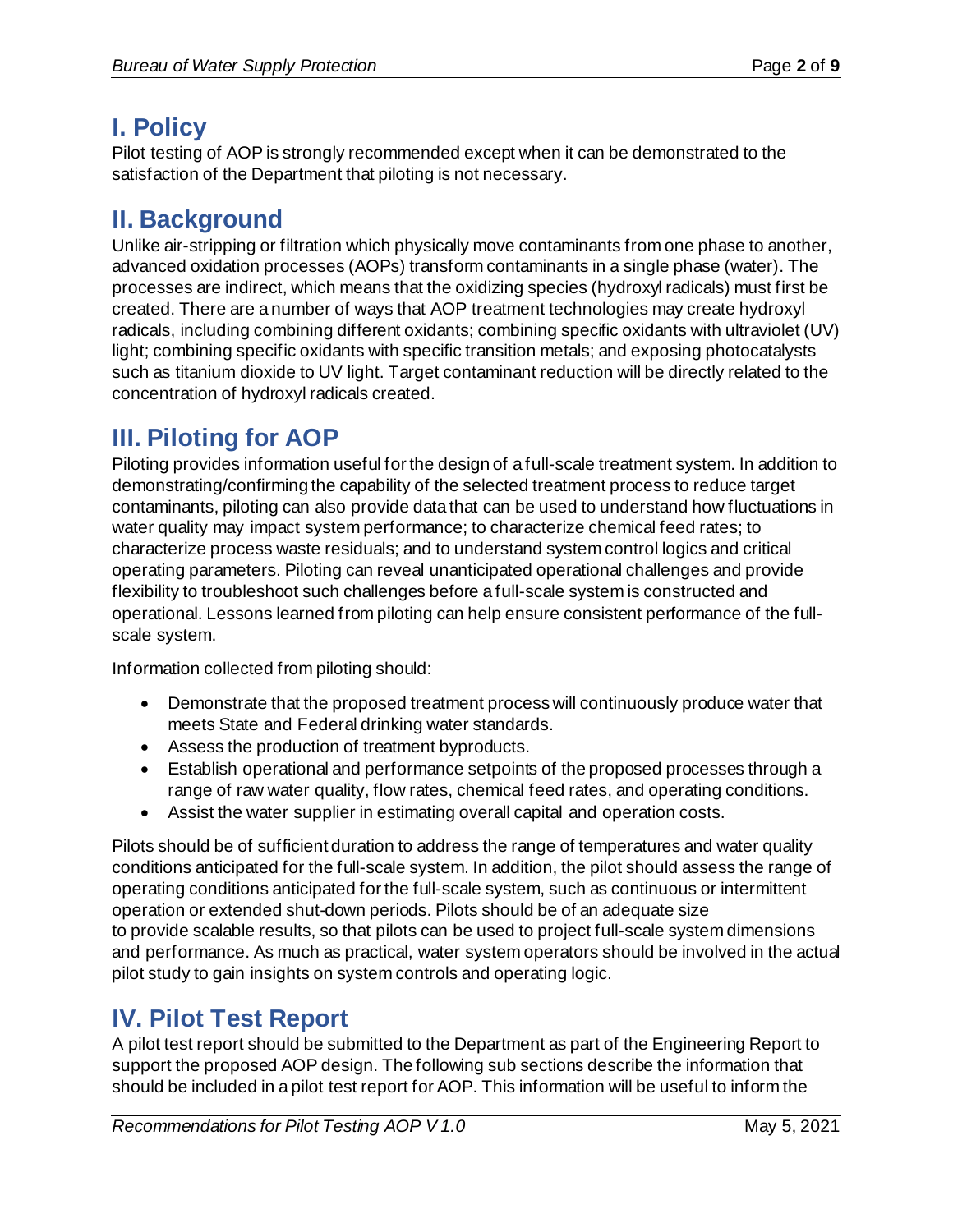## I. Policy

Pilot testing of AOP is strongly recommended except when it can be demonstrated to the satisfaction of the Department that piloting is not necessary.

## II. Background

Unlike air-stripping or filtration which physically move contaminants from one phase to another, advanced oxidation processes (AOPs) transform contaminants in a single phase (water). The processes are indirect, which means that the oxidizing species (hydroxyl radicals) must first be created. There are a number of ways that AOP treatment technologies may create hydroxyl radicals, including combining different oxidants; combining specific oxidants with ultraviolet (UV) light; combining specific oxidants with specific transition metals; and exposing photocatalysts such as titanium dioxide to UV light. Target contaminant reduction will be directly related to the concentration of hydroxyl radicals created.

## III. Piloting for AOP

Piloting provides information useful for the design of a full-scale treatment system. In addition to demonstrating/confirming the capability of the selected treatment process to reduce target contaminants, piloting can also provide data that can be used to understand how fluctuations in water quality may impact system performance; to characterize chemical feed rates; to characterize process waste residuals; and to understand system control logics and critical operating parameters. Piloting can reveal unanticipated operational challenges and provide flexibility to troubleshoot such challenges before a full-scale system is constructed and operational. Lessons learned from piloting can help ensure consistent performance of the full-scale system.

Information collected from piloting should:

- Demonstrate that the proposed treatment process will continuously produce water that meets State and Federal drinking water standards.
- Assess the production of treatment byproducts.
- Establish operational and performance setpoints of the proposed processes through a range of raw water quality, flow rates, chemical feed rates, and operating conditions.
- Assist the water supplier in estimating overall capital and operation costs.

Pilots should be of sufficient duration to address the range of temperatures and water quality conditions anticipated for the full-scale system. In addition, the pilot should assess the range of operating conditions anticipated for the full-scale system, such as continuous or intermittent operation or extended shut-down periods. Pilots should be of an adequate size to provide scalable results, so that pilots can be used to project full-scale system dimensions and performance. As much as practical, water system operators should be involved in the actual pilot study to gain insights on system controls and operating logic.

## IV. Pilot Test Report

A pilot test report should be submitted to the Department as part of the Engineering Report to support the proposed AOP design. The following sub sections describe the information that should be included in a pilot test report for AOP. This information will be useful to inform the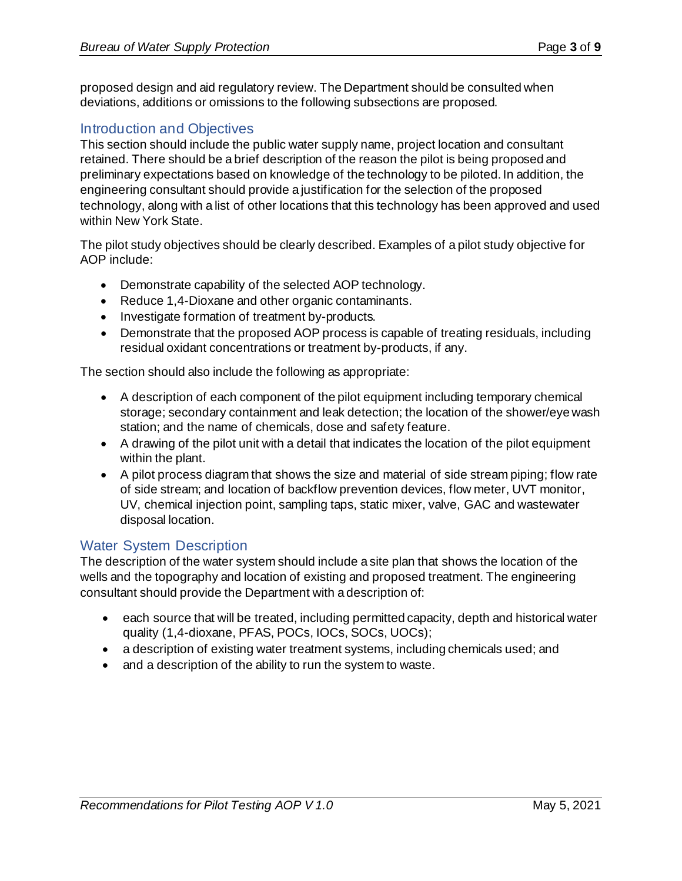proposed design and aid regulatory review. The Department should be consulted when deviations, additions or omissions to the following subsections are proposed.

## Introduction and Objectives

This section should include the public water supply name, project location and consultant retained. There should be a brief description of the reason the pilot is being proposed and preliminary expectations based on knowledge of the technology to be piloted. In addition, the engineering consultant should provide a justification for the selection of the proposed technology, along with a list of other locations that this technology has been approved and used within New York State.

The pilot study objectives should be clearly described. Examples of a pilot study objective for AOP include:

- Demonstrate capability of the selected AOP technology.
- Reduce 1,4-Dioxane and other organic contaminants.
- Investigate formation of treatment by-products.
- Demonstrate that the proposed AOP process is capable of treating residuals, including residual oxidant concentrations or treatment by-products, if any.

The section should also include the following as appropriate:

- A description of each component of the pilot equipment including temporary chemical storage; secondary containment and leak detection; the location of the shower/eye wash station; and the name of chemicals, dose and safety feature.
- A drawing of the pilot unit with a detail that indicates the location of the pilot equipment within the plant.
- A pilot process diagram that shows the size and material of side stream piping; flow rate of side stream; and location of backflow prevention devices, flow meter, UVT monitor, UV, chemical injection point, sampling taps, static mixer, valve, GAC and wastewater disposal location.

## Water System Description

The description of the water system should include a site plan that shows the location of the wells and the topography and location of existing and proposed treatment. The engineering consultant should provide the Department with a description of:

- each source that will be treated, including permitted capacity, depth and historical water quality (1,4-dioxane, PFAS, POCs, IOCs, SOCs, UOCs);
- a description of existing water treatment systems, including chemicals used; and
- and a description of the ability to run the system to waste.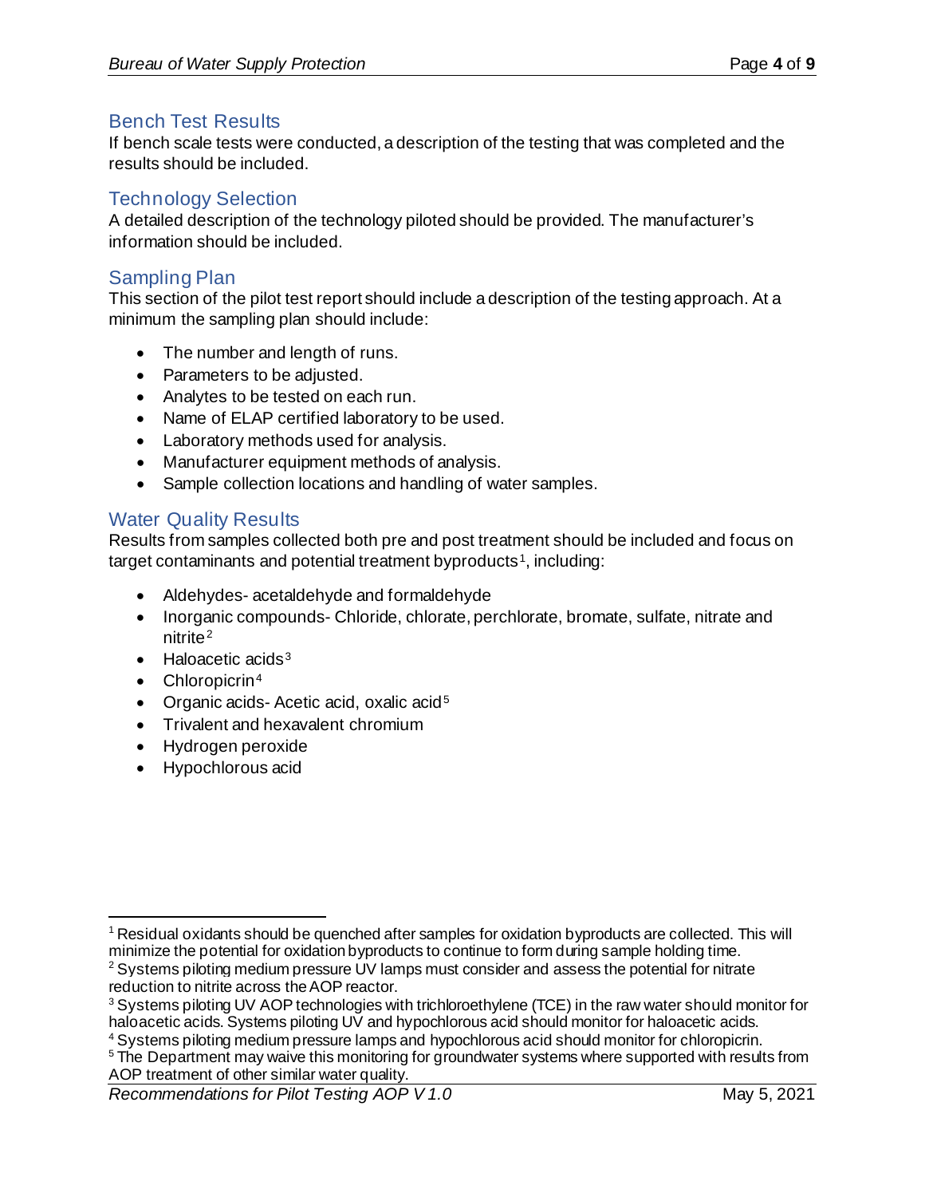## Bench Test Results

If bench scale tests were conducted, a description of the testing that was completed and the results should be included.

## Technology Selection

A detailed description of the technology piloted should be provided. The manufacturer's information should be included.

## Sampling Plan

This section of the pilot test report should include a description of the testing approach. At a minimum the sampling plan should include:

- The number and length of runs.
- Parameters to be adjusted.
- Analytes to be tested on each run.
- Name of ELAP certified laboratory to be used.
- Laboratory methods used for analysis.
- Manufacturer equipment methods of analysis.
- Sample collection locations and handling of water samples.

## Water Quality Results

Results from samples collected both pre and post treatment should be included and focus on target contaminants and potential treatment byproducts[1], including:

- Aldehydes- acetaldehyde and formaldehyde
- Inorganic compounds- Chloride, chlorate, perchlorate, bromate, sulfate, nitrate and nitrite[2]
- Haloacetic acids[3]
- Chloropicrin[4]
- Organic acids- Acetic acid, oxalic acid[5]
- Trivalent and hexavalent chromium
- Hydrogen peroxide
- Hypochlorous acid

---

[1] Residual oxidants should be quenched after samples for oxidation byproducts are collected. This will minimize the potential for oxidation byproducts to continue to form during sample holding time.

[2] Systems piloting medium pressure UV lamps must consider and assess the potential for nitrate reduction to nitrite across the AOP reactor.

[3] Systems piloting UV AOP technologies with trichloroethylene (TCE) in the raw water should monitor for haloacetic acids. Systems piloting UV and hypochlorous acid should monitor for haloacetic acids.

[4] Systems piloting medium pressure lamps and hypochlorous acid should monitor for chloropicrin.

[5] The Department may waive this monitoring for groundwater systems where supported with results from AOP treatment of other similar water quality.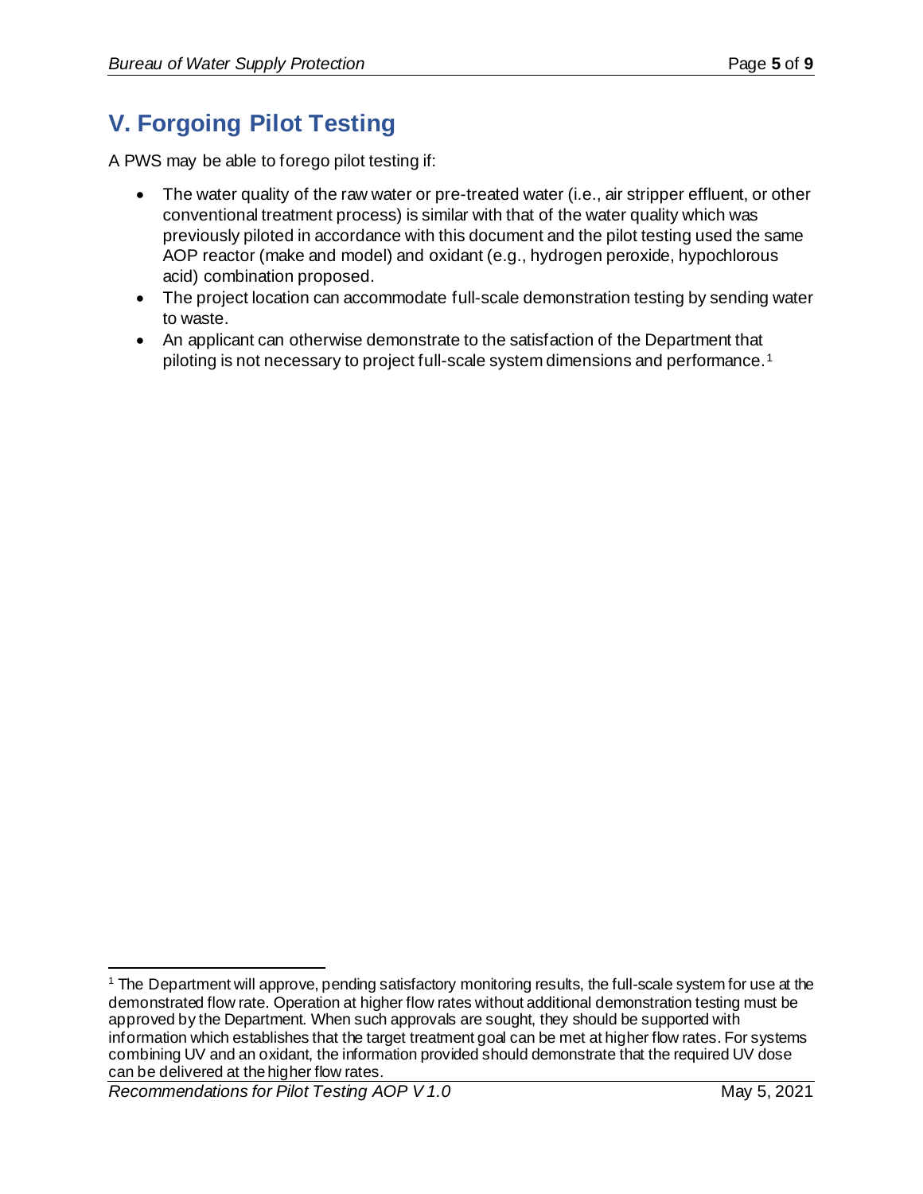## V. Forgoing Pilot Testing

A PWS may be able to forego pilot testing if:

- The water quality of the raw water or pre-treated water (i.e., air stripper effluent, or other conventional treatment process) is similar with that of the water quality which was previously piloted in accordance with this document and the pilot testing used the same AOP reactor (make and model) and oxidant (e.g., hydrogen peroxide, hypochlorous acid) combination proposed.
- The project location can accommodate full-scale demonstration testing by sending water to waste.
- An applicant can otherwise demonstrate to the satisfaction of the Department that piloting is not necessary to project full-scale system dimensions and performance.[1]

[1] The Department will approve, pending satisfactory monitoring results, the full-scale system for use at the demonstrated flow rate. Operation at higher flow rates without additional demonstration testing must be approved by the Department. When such approvals are sought, they should be supported with information which establishes that the target treatment goal can be met at higher flow rates. For systems combining UV and an oxidant, the information provided should demonstrate that the required UV dose can be delivered at the higher flow rates.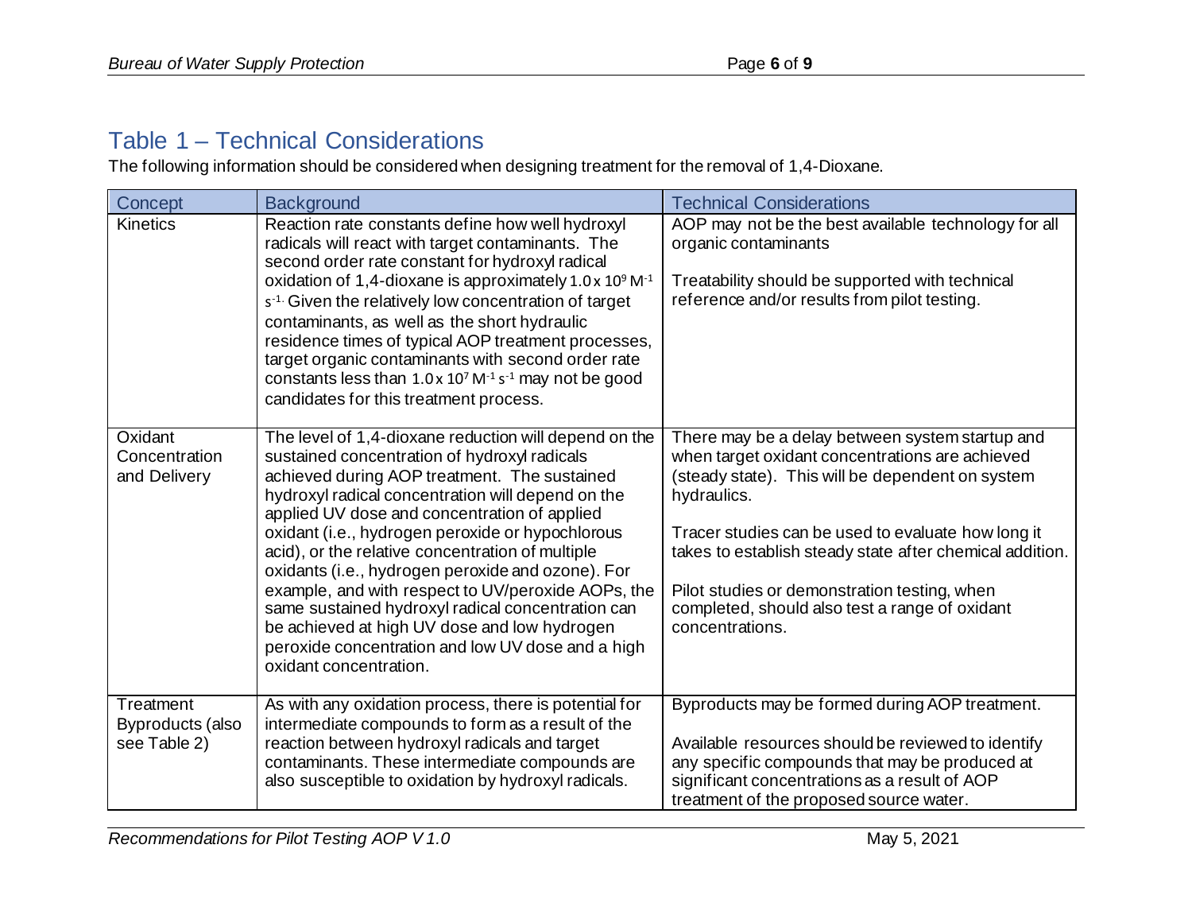## Table 1 – Technical Considerations

The following information should be considered when designing treatment for the removal of 1,4-Dioxane.

| Concept | Background | Technical Considerations |
|---|---|---|
| Kinetics | Reaction rate constants define how well hydroxyl radicals will react with target contaminants. The second order rate constant for hydroxyl radical oxidation of 1,4-dioxane is approximately $1.0 \times 10^9\ M^{-1} s^{-1}$. Given the relatively low concentration of target contaminants, as well as the short hydraulic residence times of typical AOP treatment processes, target organic contaminants with second order rate constants less than $1.0 \times 10^7\ M^{-1} s^{-1}$ may not be good candidates for this treatment process. | AOP may not be the best available technology for all organic contaminants<br><br>Treatability should be supported with technical reference and/or results from pilot testing. |
| Oxidant Concentration and Delivery | The level of 1,4-dioxane reduction will depend on the sustained concentration of hydroxyl radicals achieved during AOP treatment. The sustained hydroxyl radical concentration will depend on the applied UV dose and concentration of applied oxidant (i.e., hydrogen peroxide or hypochlorous acid), or the relative concentration of multiple oxidants (i.e., hydrogen peroxide and ozone). For example, and with respect to UV/peroxide AOPs, the same sustained hydroxyl radical concentration can be achieved at high UV dose and low hydrogen peroxide concentration and low UV dose and a high oxidant concentration. | There may be a delay between system startup and when target oxidant concentrations are achieved (steady state). This will be dependent on system hydraulics.<br><br>Tracer studies can be used to evaluate how long it takes to establish steady state after chemical addition.<br><br>Pilot studies or demonstration testing, when completed, should also test a range of oxidant concentrations. |
| Treatment Byproducts (also see Table 2) | As with any oxidation process, there is potential for intermediate compounds to form as a result of the reaction between hydroxyl radicals and target contaminants. These intermediate compounds are also susceptible to oxidation by hydroxyl radicals. | Byproducts may be formed during AOP treatment.<br><br>Available resources should be reviewed to identify any specific compounds that may be produced at significant concentrations as a result of AOP treatment of the proposed source water. |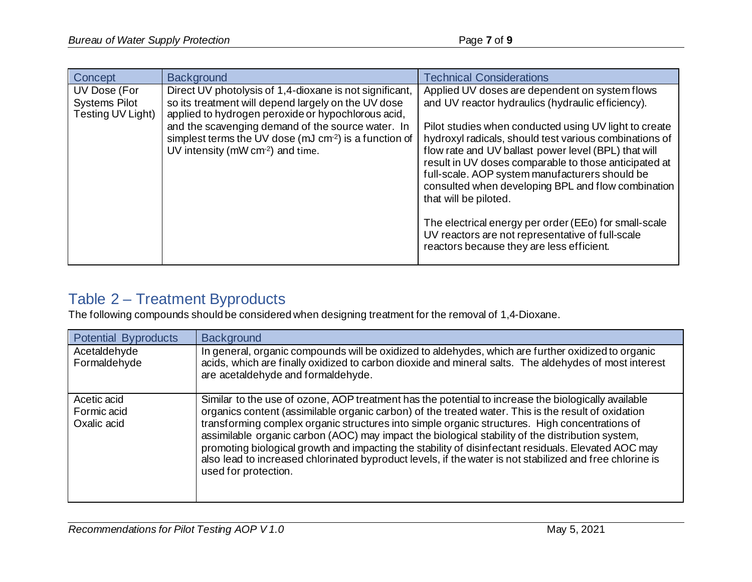| Concept | Background | Technical Considerations |
| --- | --- | --- |
| UV Dose (For Systems Pilot Testing UV Light) | Direct UV photolysis of 1,4-dioxane is not significant, so its treatment will depend largely on the UV dose applied to hydrogen peroxide or hypochlorous acid, and the scavenging demand of the source water. In simplest terms the UV dose (mJ $cm^{-2}$) is a function of UV intensity (mW $cm^{-2}$) and time. | Applied UV doses are dependent on system flows and UV reactor hydraulics (hydraulic efficiency). Pilot studies when conducted using UV light to create hydroxyl radicals, should test various combinations of flow rate and UV ballast power level (BPL) that will result in UV doses comparable to those anticipated at full-scale. AOP system manufacturers should be consulted when developing BPL and flow combination that will be piloted. The electrical energy per order (EEo) for small-scale UV reactors are not representative of full-scale reactors because they are less efficient. |

## Table 2 – Treatment Byproducts

The following compounds should be considered when designing treatment for the removal of 1,4-Dioxane.

| Potential Byproducts | Background |
| --- | --- |
| Acetaldehyde<br>Formaldehyde | In general, organic compounds will be oxidized to aldehydes, which are further oxidized to organic acids, which are finally oxidized to carbon dioxide and mineral salts. The aldehydes of most interest are acetaldehyde and formaldehyde. |
| Acetic acid<br>Formic acid<br>Oxalic acid | Similar to the use of ozone, AOP treatment has the potential to increase the biologically available organics content (assimilable organic carbon) of the treated water. This is the result of oxidation transforming complex organic structures into simple organic structures. High concentrations of assimilable organic carbon (AOC) may impact the biological stability of the distribution system, promoting biological growth and impacting the stability of disinfectant residuals. Elevated AOC may also lead to increased chlorinated byproduct levels, if the water is not stabilized and free chlorine is used for protection. |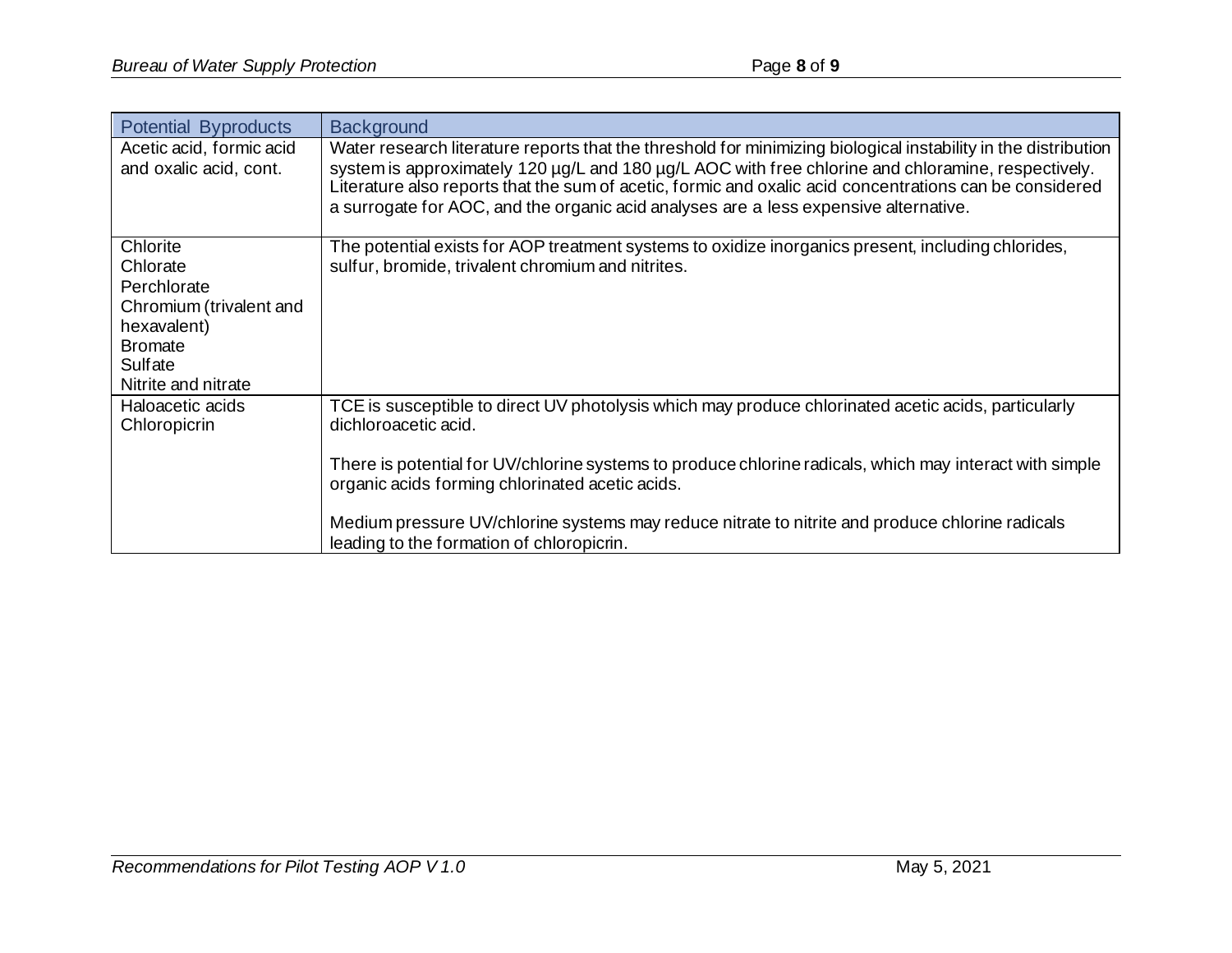| Potential Byproducts | Background |
|---|---|
| Acetic acid, formic acid and oxalic acid, cont. | Water research literature reports that the threshold for minimizing biological instability in the distribution system is approximately 120 µg/L and 180 µg/L AOC with free chlorine and chloramine, respectively. Literature also reports that the sum of acetic, formic and oxalic acid concentrations can be considered a surrogate for AOC, and the organic acid analyses are a less expensive alternative. |
| Chlorite<br>Chlorate<br>Perchlorate<br>Chromium (trivalent and hexavalent)<br>Bromate<br>Sulfate<br>Nitrite and nitrate | The potential exists for AOP treatment systems to oxidize inorganics present, including chlorides, sulfur, bromide, trivalent chromium and nitrites. |
| Haloacetic acids<br>Chloropicrin | TCE is susceptible to direct UV photolysis which may produce chlorinated acetic acids, particularly dichloroacetic acid.<br><br>There is potential for UV/chlorine systems to produce chlorine radicals, which may interact with simple organic acids forming chlorinated acetic acids.<br><br>Medium pressure UV/chlorine systems may reduce nitrate to nitrite and produce chlorine radicals leading to the formation of chloropicrin. |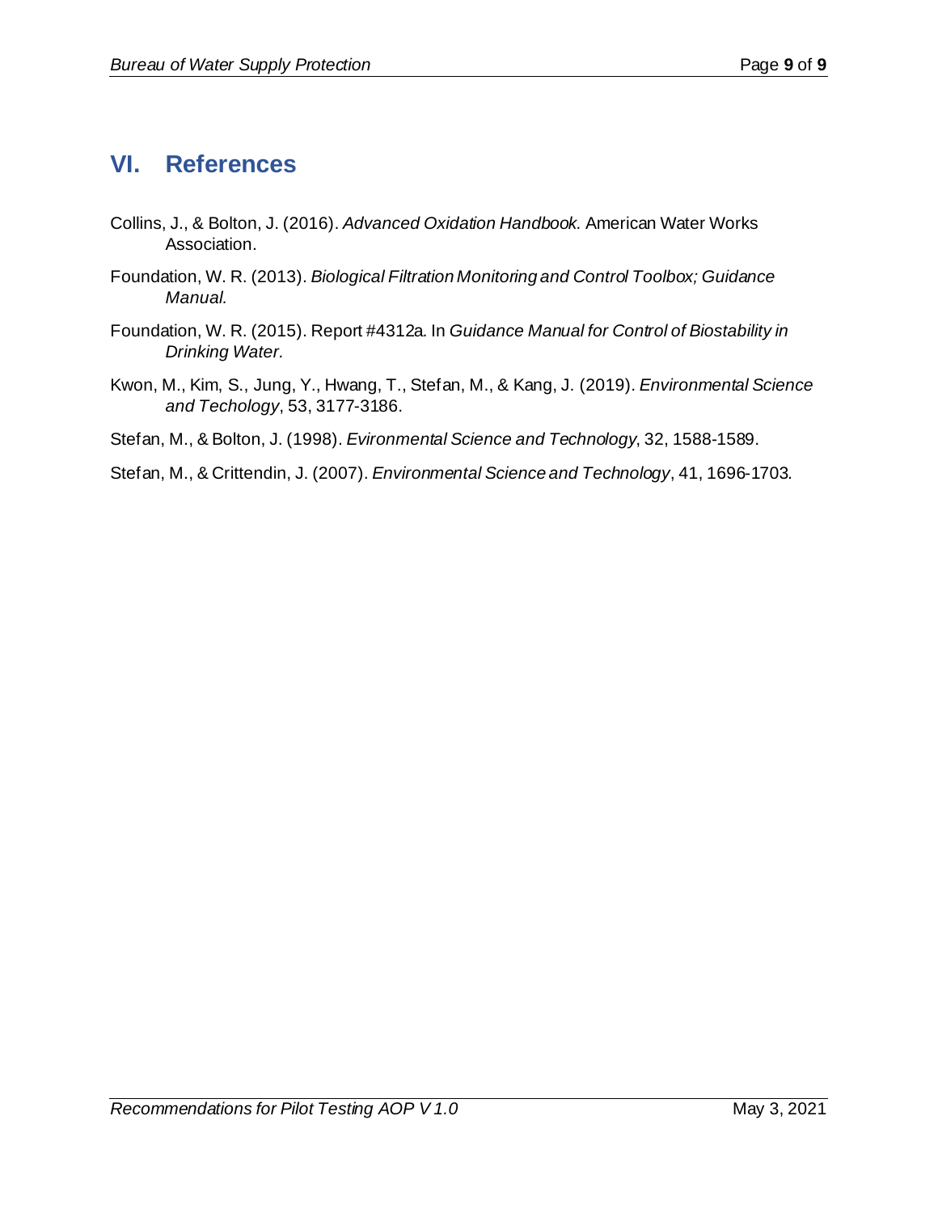## VI. References

Collins, J., & Bolton, J. (2016). *Advanced Oxidation Handbook.* American Water Works Association.

Foundation, W. R. (2013). *Biological Filtration Monitoring and Control Toolbox; Guidance Manual.*

Foundation, W. R. (2015). Report #4312a. In *Guidance Manual for Control of Biostability in Drinking Water*.

Kwon, M., Kim, S., Jung, Y., Hwang, T., Stefan, M., & Kang, J. (2019). *Environmental Science and Techology*, 53, 3177-3186.

Stefan, M., & Bolton, J. (1998). *Evironmental Science and Technology*, 32, 1588-1589.

Stefan, M., & Crittendin, J. (2007). *Environmental Science and Technology*, 41, 1696-1703.